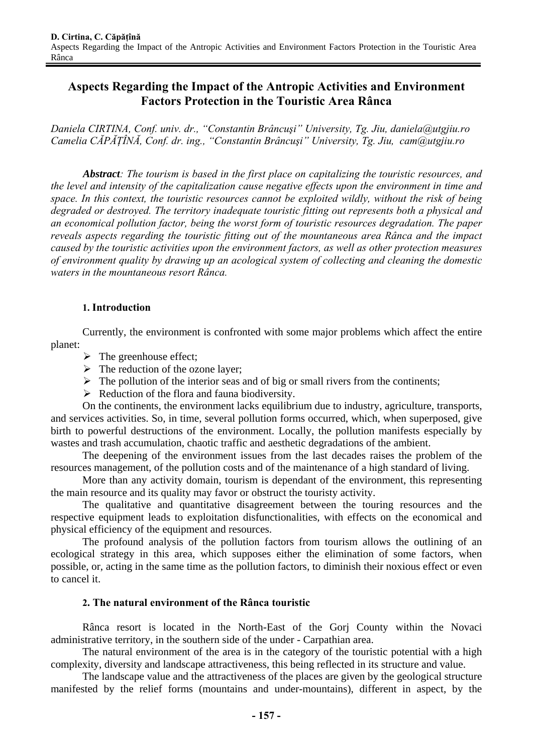# Aspects Regarding the Impact of the Antropic Activities and Environment Factors Protection in the Touristic Area Rânca

*Daniela CIRTINA, Conf. univ. dr., "Constantin Brâncuşi" University, Tg. Jiu, daniela@utgjiu.ro*
*Camelia CĂPĂŢÎNĂ, Conf. dr. ing., "Constantin Brâncuşi" University, Tg. Jiu, cam@utgjiu.ro*

***Abstract**: The tourism is based in the first place on capitalizing the touristic resources, and the level and intensity of the capitalization cause negative effects upon the environment in time and space. In this context, the touristic resources cannot be exploited wildly, without the risk of being degraded or destroyed. The territory inadequate touristic fitting out represents both a physical and an economical pollution factor, being the worst form of touristic resources degradation. The paper reveals aspects regarding the touristic fitting out of the mountaneous area Rânca and the impact caused by the touristic activities upon the environment factors, as well as other protection measures of environment quality by drawing up an acological system of collecting and cleaning the domestic waters in the mountaneous resort Rânca.*

## 1. Introduction

Currently, the environment is confronted with some major problems which affect the entire planet:

- The greenhouse effect;
- The reduction of the ozone layer;
- The pollution of the interior seas and of big or small rivers from the continents;
- Reduction of the flora and fauna biodiversity.

On the continents, the environment lacks equilibrium due to industry, agriculture, transports, and services activities. So, in time, several pollution forms occurred, which, when superposed, give birth to powerful destructions of the environment. Locally, the pollution manifests especially by wastes and trash accumulation, chaotic traffic and aesthetic degradations of the ambient.

The deepening of the environment issues from the last decades raises the problem of the resources management, of the pollution costs and of the maintenance of a high standard of living.

More than any activity domain, tourism is dependant of the environment, this representing the main resource and its quality may favor or obstruct the touristy activity.

The qualitative and quantitative disagreement between the touring resources and the respective equipment leads to exploitation disfunctionalities, with effects on the economical and physical efficiency of the equipment and resources.

The profound analysis of the pollution factors from tourism allows the outlining of an ecological strategy in this area, which supposes either the elimination of some factors, when possible, or, acting in the same time as the pollution factors, to diminish their noxious effect or even to cancel it.

## 2. The natural environment of the Rânca touristic

Rânca resort is located in the North-East of the Gorj County within the Novaci administrative territory, in the southern side of the under - Carpathian area.

The natural environment of the area is in the category of the touristic potential with a high complexity, diversity and landscape attractiveness, this being reflected in its structure and value.

The landscape value and the attractiveness of the places are given by the geological structure manifested by the relief forms (mountains and under-mountains), different in aspect, by the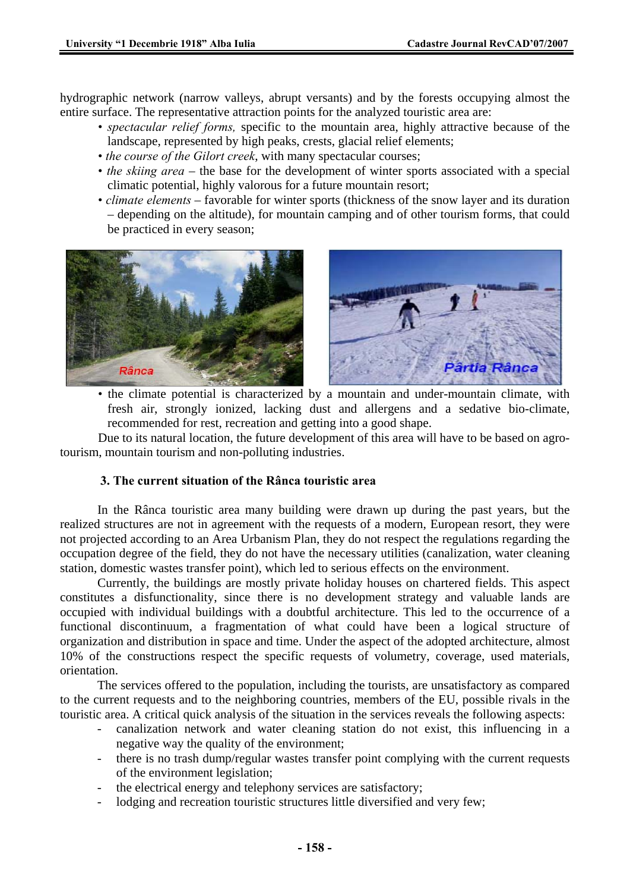hydrographic network (narrow valleys, abrupt versants) and by the forests occupying almost the entire surface. The representative attraction points for the analyzed touristic area are:

- *spectacular relief forms,* specific to the mountain area, highly attractive because of the landscape, represented by high peaks, crests, glacial relief elements;
- *the course of the Gilort creek*, with many spectacular courses;
- *the skiing area* – the base for the development of winter sports associated with a special climatic potential, highly valorous for a future mountain resort;
- *climate elements* – favorable for winter sports (thickness of the snow layer and its duration – depending on the altitude), for mountain camping and of other tourism forms, that could be practiced in every season;
- the climate potential is characterized by a mountain and under-mountain climate, with fresh air, strongly ionized, lacking dust and allergens and a sedative bio-climate, recommended for rest, recreation and getting into a good shape.

Due to its natural location, the future development of this area will have to be based on agro-tourism, mountain tourism and non-polluting industries.

### 3. The current situation of the Rânca touristic area

In the Rânca touristic area many building were drawn up during the past years, but the realized structures are not in agreement with the requests of a modern, European resort, they were not projected according to an Area Urbanism Plan, they do not respect the regulations regarding the occupation degree of the field, they do not have the necessary utilities (canalization, water cleaning station, domestic wastes transfer point), which led to serious effects on the environment.

Currently, the buildings are mostly private holiday houses on chartered fields. This aspect constitutes a disfunctionality, since there is no development strategy and valuable lands are occupied with individual buildings with a doubtful architecture. This led to the occurrence of a functional discontinuum, a fragmentation of what could have been a logical structure of organization and distribution in space and time. Under the aspect of the adopted architecture, almost 10% of the constructions respect the specific requests of volumetry, coverage, used materials, orientation.

The services offered to the population, including the tourists, are unsatisfactory as compared to the current requests and to the neighboring countries, members of the EU, possible rivals in the touristic area. A critical quick analysis of the situation in the services reveals the following aspects:

- canalization network and water cleaning station do not exist, this influencing in a negative way the quality of the environment;
- there is no trash dump/regular wastes transfer point complying with the current requests of the environment legislation;
- the electrical energy and telephony services are satisfactory;
- lodging and recreation touristic structures little diversified and very few;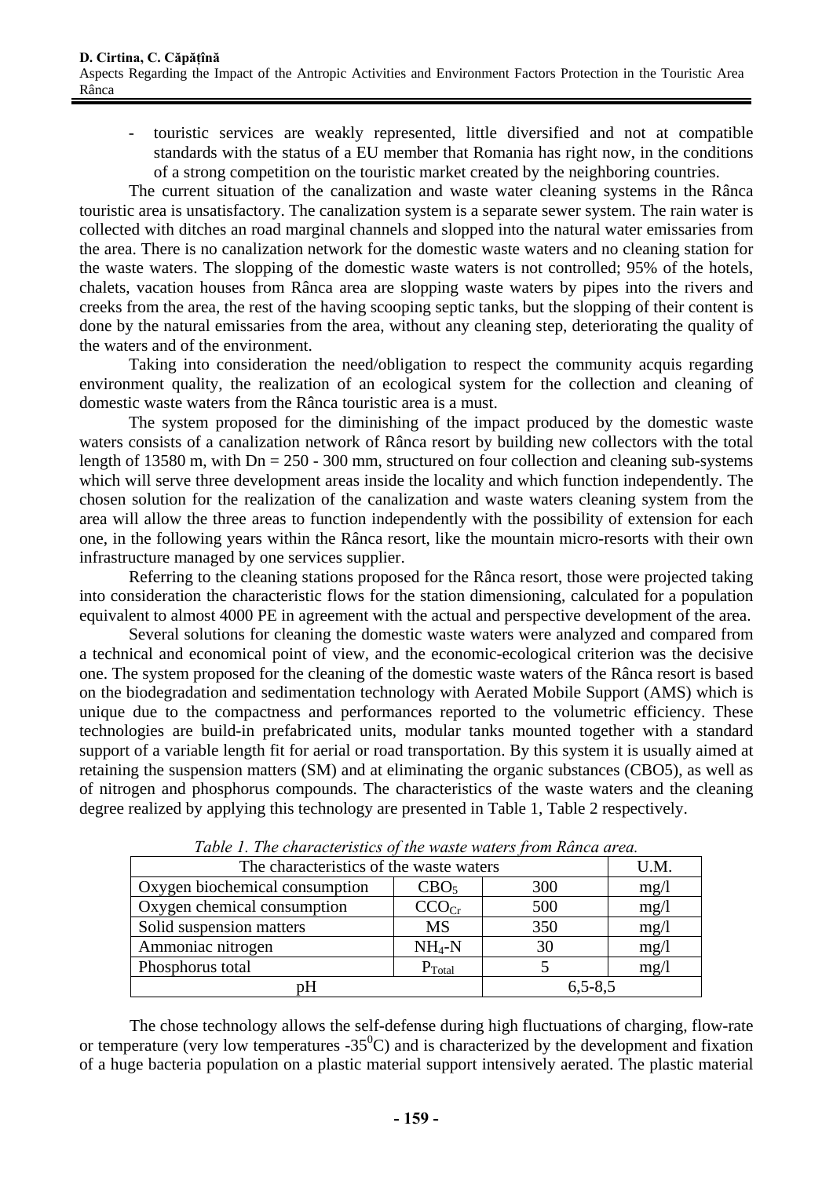- touristic services are weakly represented, little diversified and not at compatible standards with the status of a EU member that Romania has right now, in the conditions of a strong competition on the touristic market created by the neighboring countries.

The current situation of the canalization and waste water cleaning systems in the Rânca touristic area is unsatisfactory. The canalization system is a separate sewer system. The rain water is collected with ditches an road marginal channels and slopped into the natural water emissaries from the area. There is no canalization network for the domestic waste waters and no cleaning station for the waste waters. The slopping of the domestic waste waters is not controlled; 95% of the hotels, chalets, vacation houses from Rânca area are slopping waste waters by pipes into the rivers and creeks from the area, the rest of the having scooping septic tanks, but the slopping of their content is done by the natural emissaries from the area, without any cleaning step, deteriorating the quality of the waters and of the environment.

Taking into consideration the need/obligation to respect the community acquis regarding environment quality, the realization of an ecological system for the collection and cleaning of domestic waste waters from the Rânca touristic area is a must.

The system proposed for the diminishing of the impact produced by the domestic waste waters consists of a canalization network of Rânca resort by building new collectors with the total length of 13580 m, with Dn = 250 - 300 mm, structured on four collection and cleaning sub-systems which will serve three development areas inside the locality and which function independently. The chosen solution for the realization of the canalization and waste waters cleaning system from the area will allow the three areas to function independently with the possibility of extension for each one, in the following years within the Rânca resort, like the mountain micro-resorts with their own infrastructure managed by one services supplier.

Referring to the cleaning stations proposed for the Rânca resort, those were projected taking into consideration the characteristic flows for the station dimensioning, calculated for a population equivalent to almost 4000 PE in agreement with the actual and perspective development of the area.

Several solutions for cleaning the domestic waste waters were analyzed and compared from a technical and economical point of view, and the economic-ecological criterion was the decisive one. The system proposed for the cleaning of the domestic waste waters of the Rânca resort is based on the biodegradation and sedimentation technology with Aerated Mobile Support (AMS) which is unique due to the compactness and performances reported to the volumetric efficiency. These technologies are build-in prefabricated units, modular tanks mounted together with a standard support of a variable length fit for aerial or road transportation. By this system it is usually aimed at retaining the suspension matters (SM) and at eliminating the organic substances (CBO5), as well as of nitrogen and phosphorus compounds. The characteristics of the waste waters and the cleaning degree realized by applying this technology are presented in Table 1, Table 2 respectively.

*Table 1. The characteristics of the waste waters from Rânca area.*

| The characteristics of the waste waters | | | U.M. |
|---|---|---|---|
| Oxygen biochemical consumption | $CBO_5$ | 300 | mg/l |
| Oxygen chemical consumption | $CCO_{Cr}$ | 500 | mg/l |
| Solid suspension matters | MS | 350 | mg/l |
| Ammoniac nitrogen | $NH_4$-N | 30 | mg/l |
| Phosphorus total | $P_{Total}$ | 5 | mg/l |
| pH | | 6,5-8,5 | |

The chose technology allows the self-defense during high fluctuations of charging, flow-rate or temperature (very low temperatures -35$^0$C) and is characterized by the development and fixation of a huge bacteria population on a plastic material support intensively aerated. The plastic material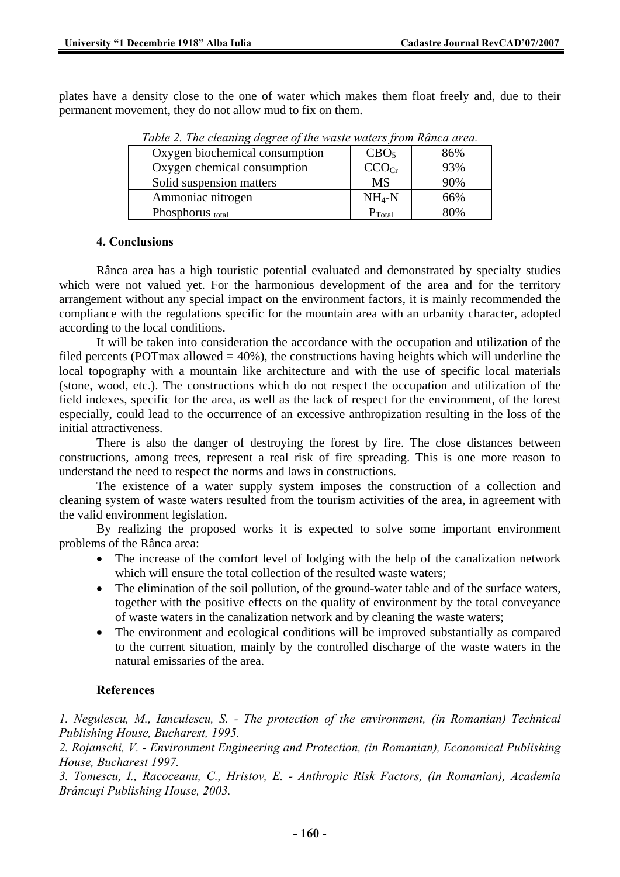plates have a density close to the one of water which makes them float freely and, due to their permanent movement, they do not allow mud to fix on them.

*Table 2. The cleaning degree of the waste waters from Rânca area.*

| | | |
|---|---|---|
| Oxygen biochemical consumption | $CBO_5$ | 86% |
| Oxygen chemical consumption | $CCO_{Cr}$ | 93% |
| Solid suspension matters | MS | 90% |
| Ammoniac nitrogen | $NH_4$-N | 66% |
| Phosphorus $_{total}$ | $P_{Total}$ | 80% |

## 4. Conclusions

Rânca area has a high touristic potential evaluated and demonstrated by specialty studies which were not valued yet. For the harmonious development of the area and for the territory arrangement without any special impact on the environment factors, it is mainly recommended the compliance with the regulations specific for the mountain area with an urbanity character, adopted according to the local conditions.

It will be taken into consideration the accordance with the occupation and utilization of the filed percents (POTmax allowed = 40%), the constructions having heights which will underline the local topography with a mountain like architecture and with the use of specific local materials (stone, wood, etc.). The constructions which do not respect the occupation and utilization of the field indexes, specific for the area, as well as the lack of respect for the environment, of the forest especially, could lead to the occurrence of an excessive anthropization resulting in the loss of the initial attractiveness.

There is also the danger of destroying the forest by fire. The close distances between constructions, among trees, represent a real risk of fire spreading. This is one more reason to understand the need to respect the norms and laws in constructions.

The existence of a water supply system imposes the construction of a collection and cleaning system of waste waters resulted from the tourism activities of the area, in agreement with the valid environment legislation.

By realizing the proposed works it is expected to solve some important environment problems of the Rânca area:

- The increase of the comfort level of lodging with the help of the canalization network which will ensure the total collection of the resulted waste waters;
- The elimination of the soil pollution, of the ground-water table and of the surface waters, together with the positive effects on the quality of environment by the total conveyance of waste waters in the canalization network and by cleaning the waste waters;
- The environment and ecological conditions will be improved substantially as compared to the current situation, mainly by the controlled discharge of the waste waters in the natural emissaries of the area.

## References

*1. Negulescu, M., Ianculescu, S. - The protection of the environment, (in Romanian) Technical Publishing House, Bucharest, 1995.*

*2. Rojanschi, V. - Environment Engineering and Protection, (in Romanian), Economical Publishing House, Bucharest 1997.*

*3. Tomescu, I., Racoceanu, C., Hristov, E. - Anthropic Risk Factors, (in Romanian), Academia Brâncuşi Publishing House, 2003.*